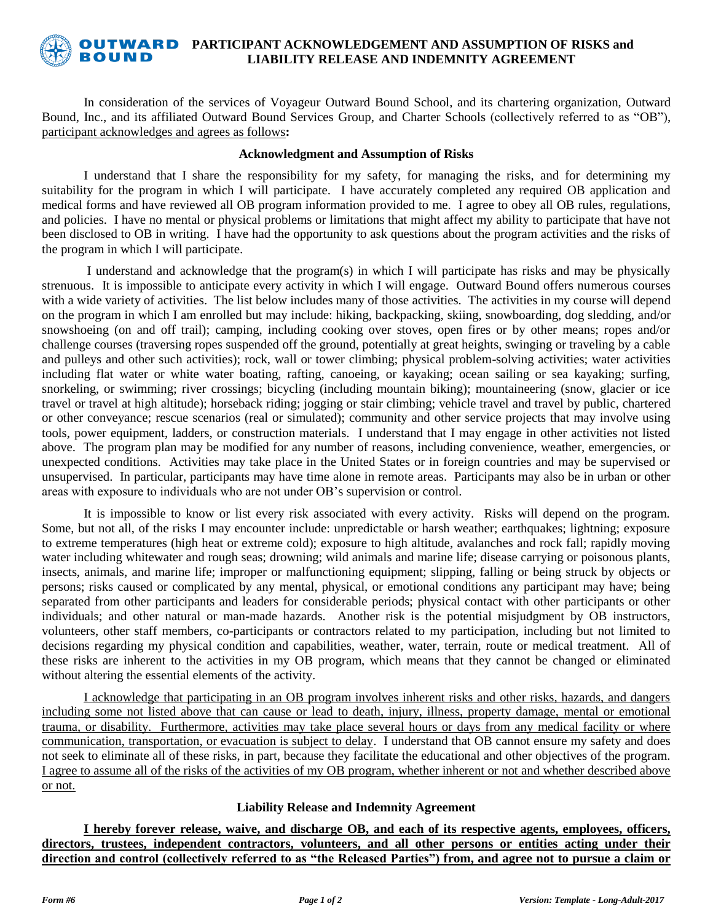# PARTICIPANT ACKNOWLEDGEMENT AND ASSUMPTION OF RISKS and LIABILITY RELEASE AND INDEMNITY AGREEMENT

In consideration of the services of Voyageur Outward Bound School, and its chartering organization, Outward Bound, Inc., and its affiliated Outward Bound Services Group, and Charter Schools (collectively referred to as "OB"), participant acknowledges and agrees as follows**:**

## Acknowledgment and Assumption of Risks

I understand that I share the responsibility for my safety, for managing the risks, and for determining my suitability for the program in which I will participate. I have accurately completed any required OB application and medical forms and have reviewed all OB program information provided to me. I agree to obey all OB rules, regulations, and policies. I have no mental or physical problems or limitations that might affect my ability to participate that have not been disclosed to OB in writing. I have had the opportunity to ask questions about the program activities and the risks of the program in which I will participate.

I understand and acknowledge that the program(s) in which I will participate has risks and may be physically strenuous. It is impossible to anticipate every activity in which I will engage. Outward Bound offers numerous courses with a wide variety of activities. The list below includes many of those activities. The activities in my course will depend on the program in which I am enrolled but may include: hiking, backpacking, skiing, snowboarding, dog sledding, and/or snowshoeing (on and off trail); camping, including cooking over stoves, open fires or by other means; ropes and/or challenge courses (traversing ropes suspended off the ground, potentially at great heights, swinging or traveling by a cable and pulleys and other such activities); rock, wall or tower climbing; physical problem-solving activities; water activities including flat water or white water boating, rafting, canoeing, or kayaking; ocean sailing or sea kayaking; surfing, snorkeling, or swimming; river crossings; bicycling (including mountain biking); mountaineering (snow, glacier or ice travel or travel at high altitude); horseback riding; jogging or stair climbing; vehicle travel and travel by public, chartered or other conveyance; rescue scenarios (real or simulated); community and other service projects that may involve using tools, power equipment, ladders, or construction materials. I understand that I may engage in other activities not listed above. The program plan may be modified for any number of reasons, including convenience, weather, emergencies, or unexpected conditions. Activities may take place in the United States or in foreign countries and may be supervised or unsupervised. In particular, participants may have time alone in remote areas. Participants may also be in urban or other areas with exposure to individuals who are not under OB's supervision or control.

It is impossible to know or list every risk associated with every activity. Risks will depend on the program. Some, but not all, of the risks I may encounter include: unpredictable or harsh weather; earthquakes; lightning; exposure to extreme temperatures (high heat or extreme cold); exposure to high altitude, avalanches and rock fall; rapidly moving water including whitewater and rough seas; drowning; wild animals and marine life; disease carrying or poisonous plants, insects, animals, and marine life; improper or malfunctioning equipment; slipping, falling or being struck by objects or persons; risks caused or complicated by any mental, physical, or emotional conditions any participant may have; being separated from other participants and leaders for considerable periods; physical contact with other participants or other individuals; and other natural or man-made hazards. Another risk is the potential misjudgment by OB instructors, volunteers, other staff members, co-participants or contractors related to my participation, including but not limited to decisions regarding my physical condition and capabilities, weather, water, terrain, route or medical treatment. All of these risks are inherent to the activities in my OB program, which means that they cannot be changed or eliminated without altering the essential elements of the activity.

I acknowledge that participating in an OB program involves inherent risks and other risks, hazards, and dangers including some not listed above that can cause or lead to death, injury, illness, property damage, mental or emotional trauma, or disability. Furthermore, activities may take place several hours or days from any medical facility or where communication, transportation, or evacuation is subject to delay. I understand that OB cannot ensure my safety and does not seek to eliminate all of these risks, in part, because they facilitate the educational and other objectives of the program. I agree to assume all of the risks of the activities of my OB program, whether inherent or not and whether described above or not.

## Liability Release and Indemnity Agreement

**I hereby forever release, waive, and discharge OB, and each of its respective agents, employees, officers, directors, trustees, independent contractors, volunteers, and all other persons or entities acting under their direction and control (collectively referred to as "the Released Parties") from, and agree not to pursue a claim or**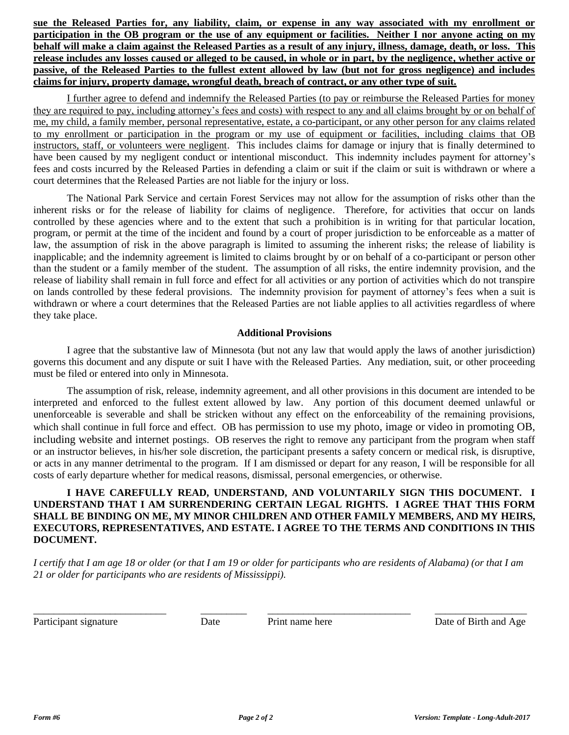**sue the Released Parties for, any liability, claim, or expense in any way associated with my enrollment or participation in the OB program or the use of any equipment or facilities. Neither I nor anyone acting on my behalf will make a claim against the Released Parties as a result of any injury, illness, damage, death, or loss. This release includes any losses caused or alleged to be caused, in whole or in part, by the negligence, whether active or passive, of the Released Parties to the fullest extent allowed by law (but not for gross negligence) and includes claims for injury, property damage, wrongful death, breach of contract, or any other type of suit.**

I further agree to defend and indemnify the Released Parties (to pay or reimburse the Released Parties for money they are required to pay, including attorney's fees and costs) with respect to any and all claims brought by or on behalf of me, my child, a family member, personal representative, estate, a co-participant, or any other person for any claims related to my enrollment or participation in the program or my use of equipment or facilities, including claims that OB instructors, staff, or volunteers were negligent. This includes claims for damage or injury that is finally determined to have been caused by my negligent conduct or intentional misconduct. This indemnity includes payment for attorney's fees and costs incurred by the Released Parties in defending a claim or suit if the claim or suit is withdrawn or where a court determines that the Released Parties are not liable for the injury or loss.

The National Park Service and certain Forest Services may not allow for the assumption of risks other than the inherent risks or for the release of liability for claims of negligence. Therefore, for activities that occur on lands controlled by these agencies where and to the extent that such a prohibition is in writing for that particular location, program, or permit at the time of the incident and found by a court of proper jurisdiction to be enforceable as a matter of law, the assumption of risk in the above paragraph is limited to assuming the inherent risks; the release of liability is inapplicable; and the indemnity agreement is limited to claims brought by or on behalf of a co-participant or person other than the student or a family member of the student. The assumption of all risks, the entire indemnity provision, and the release of liability shall remain in full force and effect for all activities or any portion of activities which do not transpire on lands controlled by these federal provisions. The indemnity provision for payment of attorney's fees when a suit is withdrawn or where a court determines that the Released Parties are not liable applies to all activities regardless of where they take place.

**Additional Provisions**

I agree that the substantive law of Minnesota (but not any law that would apply the laws of another jurisdiction) governs this document and any dispute or suit I have with the Released Parties. Any mediation, suit, or other proceeding must be filed or entered into only in Minnesota.

The assumption of risk, release, indemnity agreement, and all other provisions in this document are intended to be interpreted and enforced to the fullest extent allowed by law. Any portion of this document deemed unlawful or unenforceable is severable and shall be stricken without any effect on the enforceability of the remaining provisions, which shall continue in full force and effect. OB has permission to use my photo, image or video in promoting OB, including website and internet postings. OB reserves the right to remove any participant from the program when staff or an instructor believes, in his/her sole discretion, the participant presents a safety concern or medical risk, is disruptive, or acts in any manner detrimental to the program. If I am dismissed or depart for any reason, I will be responsible for all costs of early departure whether for medical reasons, dismissal, personal emergencies, or otherwise.

**I HAVE CAREFULLY READ, UNDERSTAND, AND VOLUNTARILY SIGN THIS DOCUMENT. I UNDERSTAND THAT I AM SURRENDERING CERTAIN LEGAL RIGHTS. I AGREE THAT THIS FORM SHALL BE BINDING ON ME, MY MINOR CHILDREN AND OTHER FAMILY MEMBERS, AND MY HEIRS, EXECUTORS, REPRESENTATIVES, AND ESTATE. I AGREE TO THE TERMS AND CONDITIONS IN THIS DOCUMENT.**

*I certify that I am age 18 or older (or that I am 19 or older for participants who are residents of Alabama) (or that I am 21 or older for participants who are residents of Mississippi).*

| | | | |
|---|---|---|---|
| ___________________________ | _________ | _____________________________ | __________________ |
| Participant signature | Date | Print name here | Date of Birth and Age |

*Form #6* *Version: Template - Long-Adult-2017*